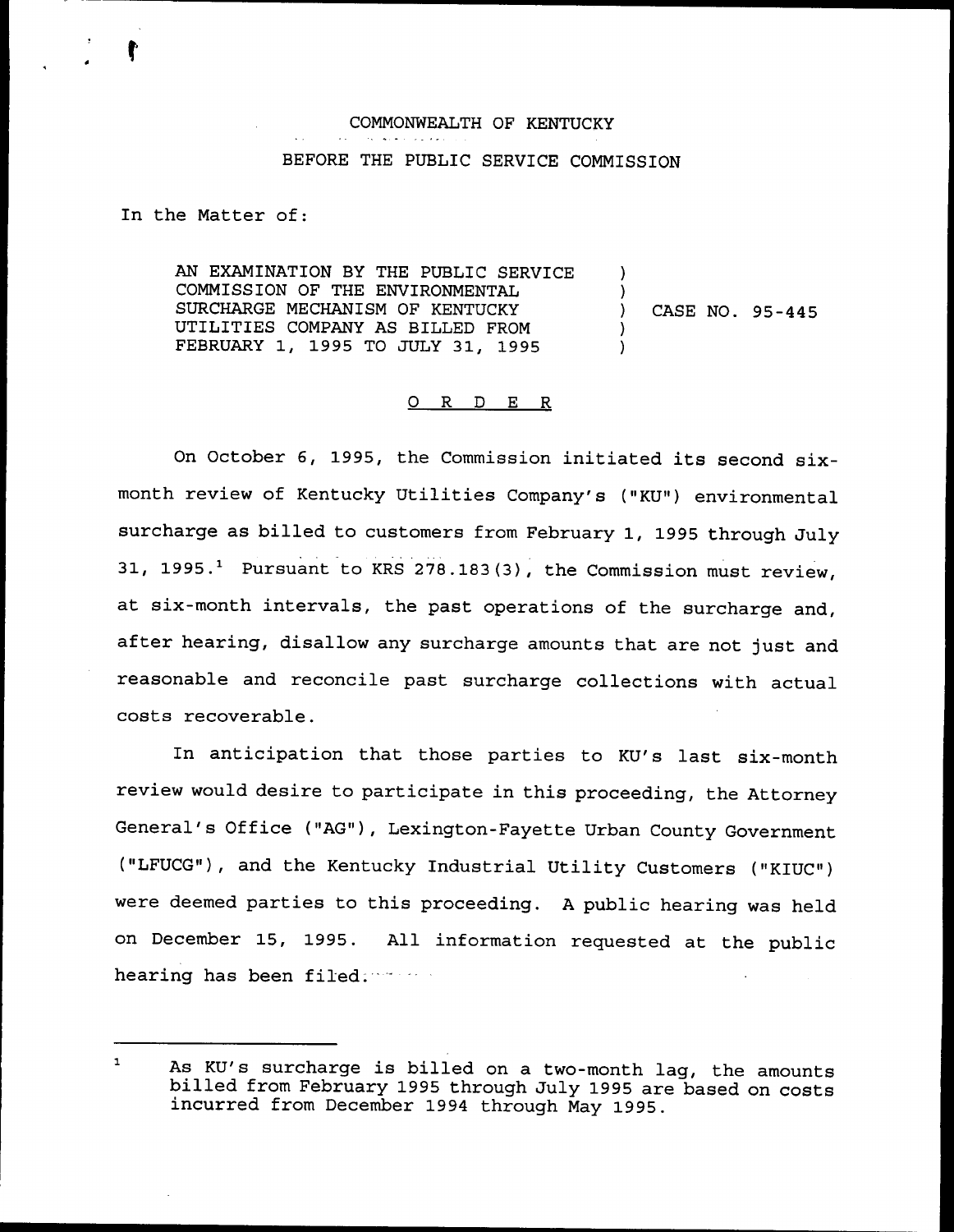COMMONWEALTH OF KENTUCKY

BEFORE THE PUBLIC SERVICE COMMISSION

In the Matter of:

AN EXAMINATION BY THE PUBLIC SERVICE COMMISSION OF THE ENVIRONMENTAL SURCHARGE MECHANISM OF KENTUCKY UTILITIES COMPANY AS BILLED FROM FEBRUARY 1, 1995 TO JULY 31, 1995 ) CASE NO. 95-445

## O R D E R

On October 6, 1995, the Commission initiated its second six-month review of Kentucky Utilities Company's ("KU") environmental surcharge as billed to customers from February 1, 1995 through July 31, 1995.[1] Pursuant to KRS 278.183(3), the Commission must review, at six-month intervals, the past operations of the surcharge and, after hearing, disallow any surcharge amounts that are not just and reasonable and reconcile past surcharge collections with actual costs recoverable.

In anticipation that those parties to KU's last six-month review would desire to participate in this proceeding, the Attorney General's Office ("AG"), Lexington-Fayette Urban County Government ("LFUCG"), and the Kentucky Industrial Utility Customers ("KIUC") were deemed parties to this proceeding. A public hearing was held on December 15, 1995. All information requested at the public hearing has been filed.

---

[1] As KU's surcharge is billed on a two-month lag, the amounts billed from February 1995 through July 1995 are based on costs incurred from December 1994 through May 1995.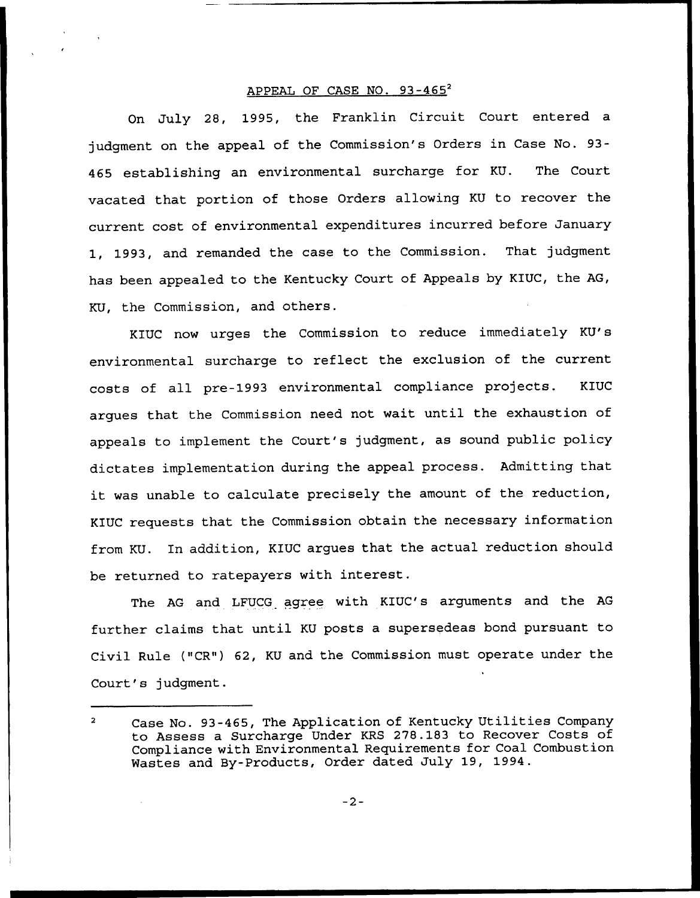## APPEAL OF CASE NO. 93-465[2]

On July 28, 1995, the Franklin Circuit Court entered a judgment on the appeal of the Commission's Orders in Case No. 93-465 establishing an environmental surcharge for KU. The Court vacated that portion of those Orders allowing KU to recover the current cost of environmental expenditures incurred before January 1, 1993, and remanded the case to the Commission. That judgment has been appealed to the Kentucky Court of Appeals by KIUC, the AG, KU, the Commission, and others.

KIUC now urges the Commission to reduce immediately KU's environmental surcharge to reflect the exclusion of the current costs of all pre-1993 environmental compliance projects. KIUC argues that the Commission need not wait until the exhaustion of appeals to implement the Court's judgment, as sound public policy dictates implementation during the appeal process. Admitting that it was unable to calculate precisely the amount of the reduction, KIUC requests that the Commission obtain the necessary information from KU. In addition, KIUC argues that the actual reduction should be returned to ratepayers with interest.

The AG and LFUCG agree with KIUC's arguments and the AG further claims that until KU posts a supersedeas bond pursuant to Civil Rule ("CR") 62, KU and the Commission must operate under the Court's judgment.

---

[2] Case No. 93-465, The Application of Kentucky Utilities Company to Assess a Surcharge Under KRS 278.183 to Recover Costs of Compliance with Environmental Requirements for Coal Combustion Wastes and By-Products, Order dated July 19, 1994.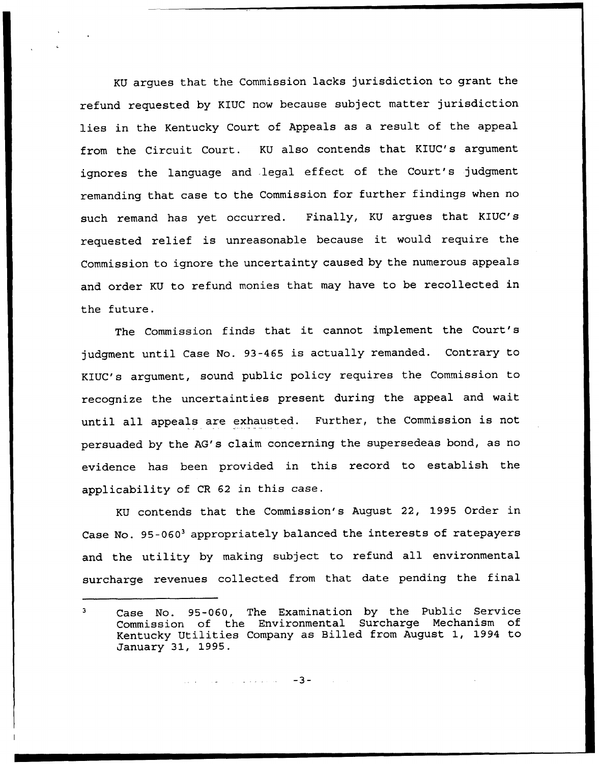KU argues that the Commission lacks jurisdiction to grant the refund requested by KIUC now because subject matter jurisdiction lies in the Kentucky Court of Appeals as a result of the appeal from the Circuit Court. KU also contends that KIUC's argument ignores the language and legal effect of the Court's judgment remanding that case to the Commission for further findings when no such remand has yet occurred. Finally, KU argues that KIUC's requested relief is unreasonable because it would require the Commission to ignore the uncertainty caused by the numerous appeals and order KU to refund monies that may have to be recollected in the future.

The Commission finds that it cannot implement the Court's judgment until Case No. 93-465 is actually remanded. Contrary to KIUC's argument, sound public policy requires the Commission to recognize the uncertainties present during the appeal and wait until all appeals are exhausted. Further, the Commission is not persuaded by the AG's claim concerning the supersedeas bond, as no evidence has been provided in this record to establish the applicability of CR 62 in this case.

KU contends that the Commission's August 22, 1995 Order in Case No. 95-060[3] appropriately balanced the interests of ratepayers and the utility by making subject to refund all environmental surcharge revenues collected from that date pending the final

---

[3] Case No. 95-060, The Examination by the Public Service Commission of the Environmental Surcharge Mechanism of Kentucky Utilities Company as Billed from August 1, 1994 to January 31, 1995.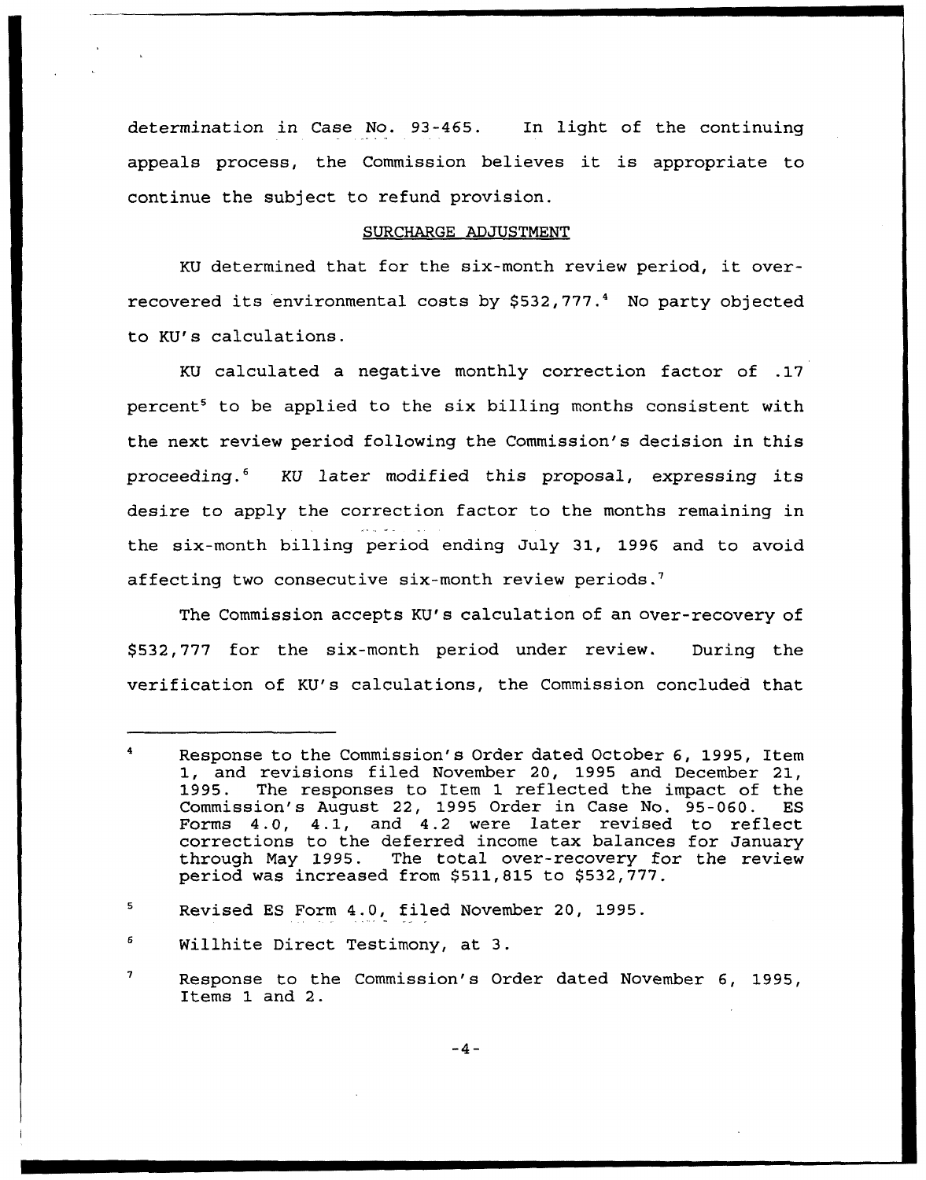determination in Case No. 93-465. In light of the continuing appeals process, the Commission believes it is appropriate to continue the subject to refund provision.

## SURCHARGE ADJUSTMENT

KU determined that for the six-month review period, it over-recovered its environmental costs by $532,777.[4] No party objected to KU's calculations.

KU calculated a negative monthly correction factor of .17 percent[5] to be applied to the six billing months consistent with the next review period following the Commission's decision in this proceeding.[6] KU later modified this proposal, expressing its desire to apply the correction factor to the months remaining in the six-month billing period ending July 31, 1996 and to avoid affecting two consecutive six-month review periods.[7]

The Commission accepts KU's calculation of an over-recovery of $532,777 for the six-month period under review. During the verification of KU's calculations, the Commission concluded that

---

[4] Response to the Commission's Order dated October 6, 1995, Item 1, and revisions filed November 20, 1995 and December 21, 1995. The responses to Item 1 reflected the impact of the Commission's August 22, 1995 Order in Case No. 95-060. ES Forms 4.0, 4.1, and 4.2 were later revised to reflect corrections to the deferred income tax balances for January through May 1995. The total over-recovery for the review period was increased from $511,815 to $532,777.

[5] Revised ES Form 4.0, filed November 20, 1995.

[6] Willhite Direct Testimony, at 3.

[7] Response to the Commission's Order dated November 6, 1995, Items 1 and 2.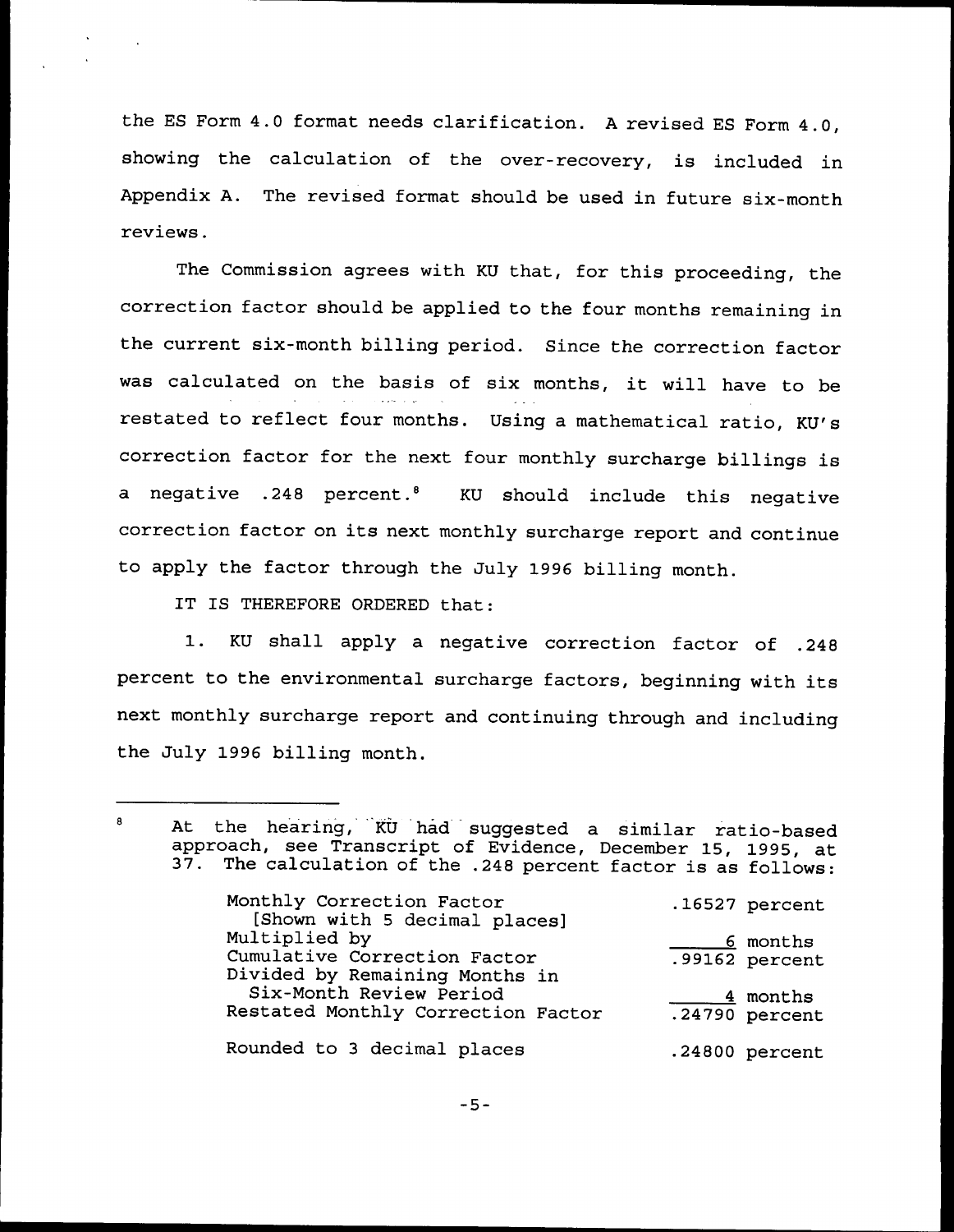the ES Form 4.0 format needs clarification. A revised ES Form 4.0, showing the calculation of the over-recovery, is included in Appendix A. The revised format should be used in future six-month reviews.

The Commission agrees with KU that, for this proceeding, the correction factor should be applied to the four months remaining in the current six-month billing period. Since the correction factor was calculated on the basis of six months, it will have to be restated to reflect four months. Using a mathematical ratio, KU's correction factor for the next four monthly surcharge billings is a negative .248 percent.[8] KU should include this negative correction factor on its next monthly surcharge report and continue to apply the factor through the July 1996 billing month.

IT IS THEREFORE ORDERED that:

1. KU shall apply a negative correction factor of .248 percent to the environmental surcharge factors, beginning with its next monthly surcharge report and continuing through and including the July 1996 billing month.

---

[8] At the hearing, KU had suggested a similar ratio-based approach, see Transcript of Evidence, December 15, 1995, at 37. The calculation of the .248 percent factor is as follows:

| | |
|---|---|
| Monthly Correction Factor [Shown with 5 decimal places] | .16527 percent |
| Multiplied by | 6 months |
| Cumulative Correction Factor | .99162 percent |
| Divided by Remaining Months in Six-Month Review Period | 4 months |
| Restated Monthly Correction Factor | .24790 percent |
| Rounded to 3 decimal places | .24800 percent |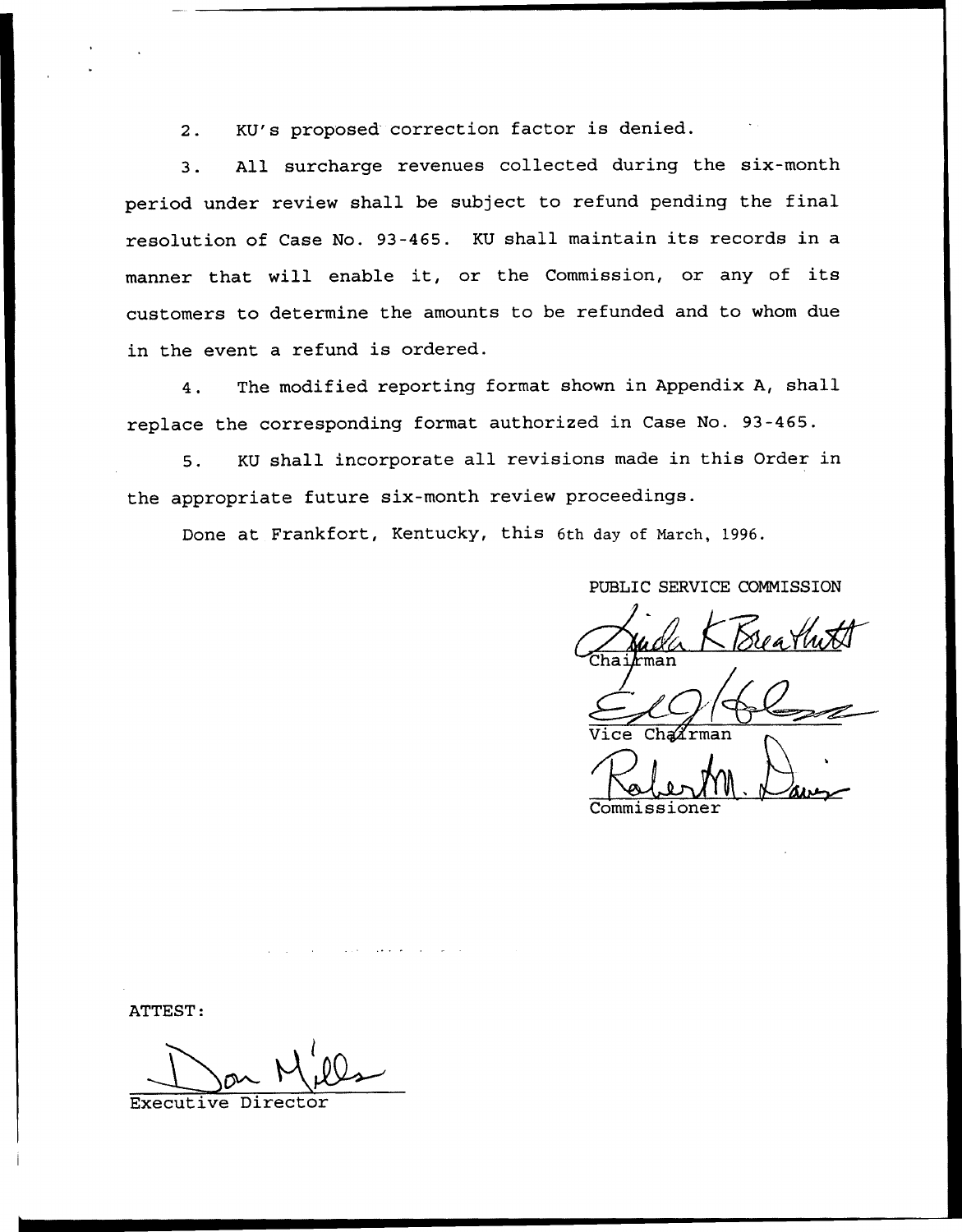2. KU's proposed correction factor is denied.

3. All surcharge revenues collected during the six-month period under review shall be subject to refund pending the final resolution of Case No. 93-465. KU shall maintain its records in a manner that will enable it, or the Commission, or any of its customers to determine the amounts to be refunded and to whom due in the event a refund is ordered.

4. The modified reporting format shown in Appendix A, shall replace the corresponding format authorized in Case No. 93-465.

5. KU shall incorporate all revisions made in this Order in the appropriate future six-month review proceedings.

Done at Frankfort, Kentucky, this 6th day of March, 1996.

PUBLIC SERVICE COMMISSION

Chairman

Vice Chairman

Commissioner

ATTEST:

Executive Director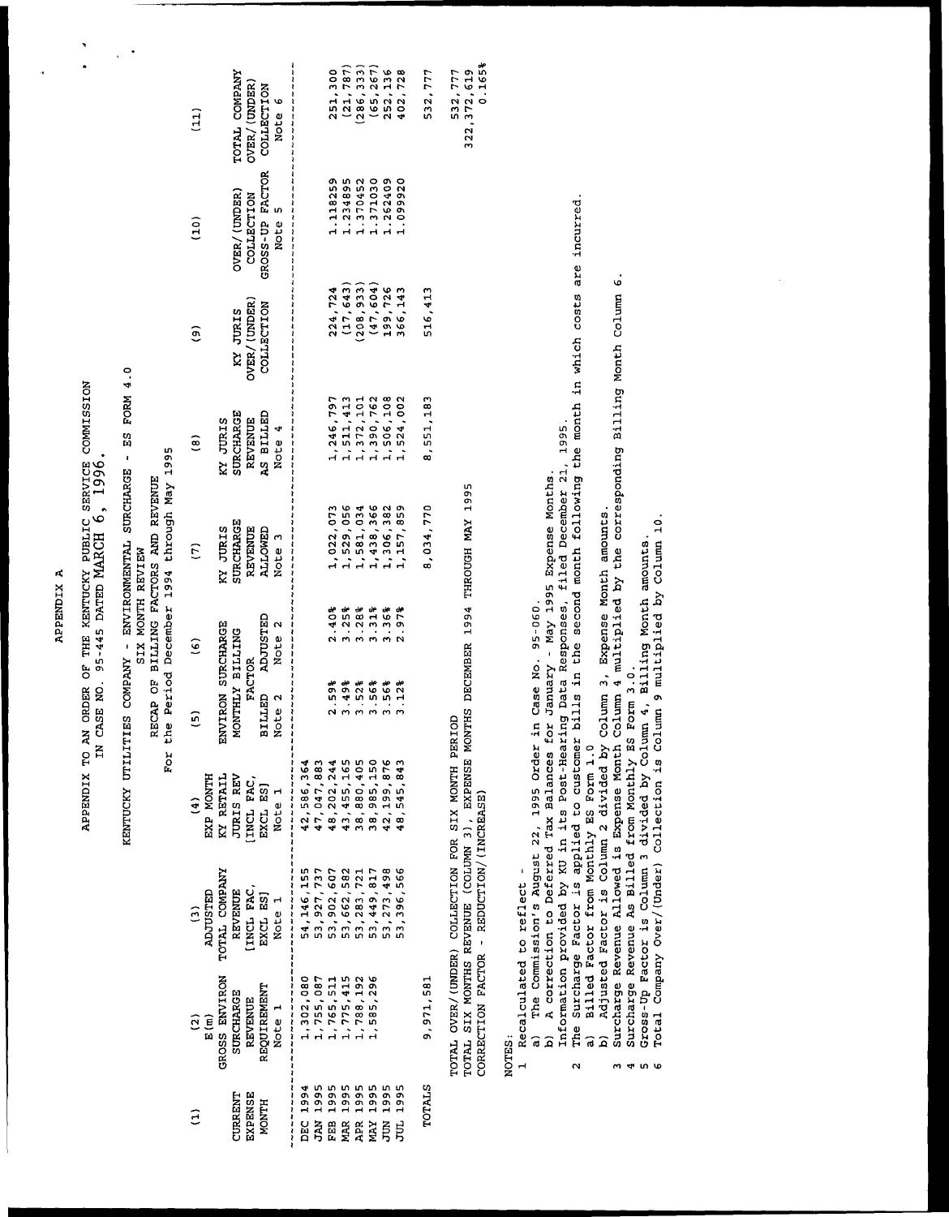APPENDIX A

APPENDIX TO AN ORDER OF THE KENTUCKY PUBLIC SERVICE COMMISSION IN CASE NO. 95-445 DATED MARCH 6, 1996.

KENTUCKY UTILITIES COMPANY - ENVIRONMENTAL SURCHARGE - ES FORM 4.0
SIX MONTH REVIEW
RECAP OF BILLING FACTORS AND REVENUE
For the Period December 1994 through May 1995

| (1) CURRENT EXPENSE MONTH | (2) E(m) GROSS ENVIRON SURCHARGE REVENUE REQUIREMENT Note 1 | (3) ADJUSTED TOTAL COMPANY REVENUE [INCL FAC, EXCL ES] Note 1 | (4) EXP MONTH KY RETAIL JURIS REV [INCL FAC, EXCL ES] Note 1 | (5) ENVIRON SURCHARGE MONTHLY BILLING FACTOR BILLED Note 2 | (6) ENVIRON SURCHARGE MONTHLY BILLING FACTOR ADJUSTED Note 2 | (7) KY JURIS SURCHARGE REVENUE ALLOWED Note 3 | (8) KY JURIS SURCHARGE REVENUE AS BILLED Note 4 | (9) KY JURIS OVER/(UNDER) COLLECTION | (10) OVER/(UNDER) COLLECTION GROSS-UP FACTOR Note 5 | (11) TOTAL COMPANY OVER/(UNDER) COLLECTION Note 6 |
|---|---|---|---|---|---|---|---|---|---|---|
| DEC 1994 | 1,302,080 | 54,146,155 | 42,586,364 | | | | | | | |
| JAN 1995 | 1,755,087 | 53,927,737 | 47,047,883 | | | | | | | |
| FEB 1995 | 1,765,511 | 53,902,607 | 48,202,244 | 2.59% | 2.40% | 1,022,073 | 1,246,797 | 224,724 | 1.118259 | 251,300 |
| MAR 1995 | 1,775,415 | 53,662,582 | 43,455,165 | 3.49% | 3.25% | 1,529,056 | 1,511,413 | (17,643) | 1.234895 | (21,787) |
| APR 1995 | 1,788,192 | 53,283,721 | 38,880,405 | 3.52% | 3.28% | 1,581,034 | 1,372,101 | (208,933) | 1.370452 | (286,333) |
| MAY 1995 | 1,585,296 | 53,449,817 | 38,985,150 | 3.56% | 3.31% | 1,438,366 | 1,390,762 | (47,604) | 1.371030 | (65,267) |
| JUN 1995 | | 53,273,498 | 42,199,876 | 3.56% | 3.36% | 1,306,382 | 1,506,108 | 199,726 | 1.262409 | 252,136 |
| JUL 1995 | | 53,396,566 | 48,545,843 | 3.12% | 2.97% | 1,157,859 | 1,524,002 | 366,143 | 1.099920 | 402,728 |
| TOTALS | 9,971,581 | | | | | 8,034,770 | 8,551,183 | 516,413 | | 532,777 |

| | |
|---|---|
| TOTAL OVER/(UNDER) COLLECTION FOR SIX MONTH PERIOD | 532,777 |
| TOTAL SIX MONTHS REVENUE (COLUMN 3), EXPENSE MONTHS DECEMBER 1994 THROUGH MAY 1995 | 322,372,619 |
| CORRECTION FACTOR - REDUCTION/(INCREASE) | 0.165% |

NOTES:

1. Recalculated to reflect -
   a) The Commission's August 22, 1995 Order in Case No. 95-060.
   b) A correction to Deferred Tax Balances for January - May 1995 Expense Months. Information provided by KU in its Post-Hearing Data Responses, filed December 21, 1995.
2. The Surcharge Factor is applied to customer bills in the second month following the month in which costs are incurred.
   a) Billed Factor from Monthly ES Form 1.0
   b) Adjusted Factor is Column 2 divided by Column 3, Expense Month amounts.
3. Surcharge Revenue Allowed is Expense Month Column 4 multiplied by the corresponding Billing Month Column 6.
4. Surcharge Revenue As Billed from Monthly ES Form 3.0.
5. Gross-Up Factor is Column 3 divided by Column 4, Billing Month amounts.
6. Total Company Over/(Under) Collection is Column 9 multiplied by Column 10.